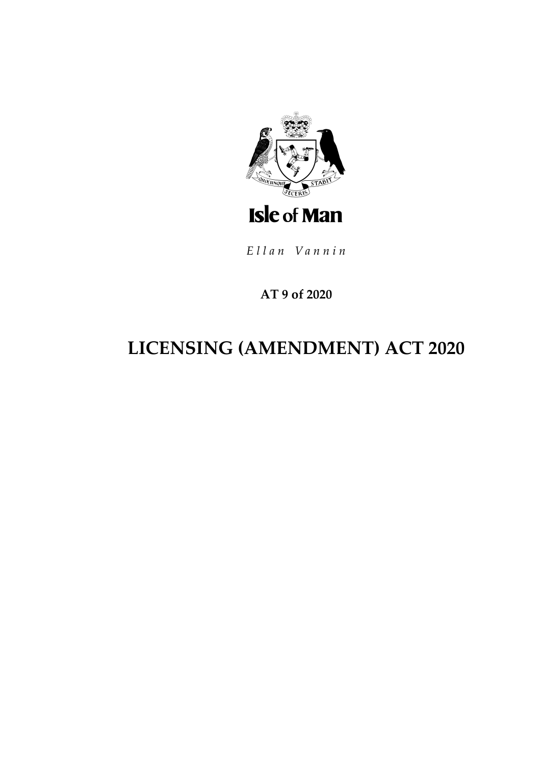Isle of Man

*Ellan Vannin*

**AT 9 of 2020**

# LICENSING (AMENDMENT) ACT 2020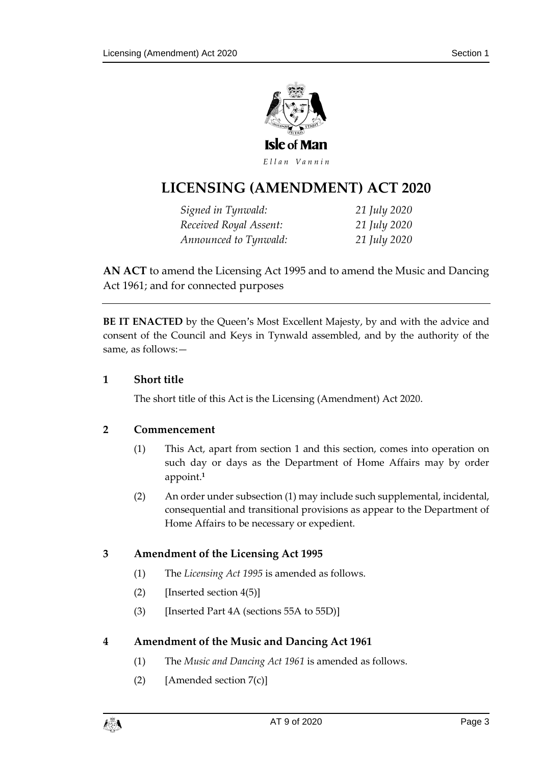Isle of Man

*Ellan Vannin*

# LICENSING (AMENDMENT) ACT 2020

*Signed in Tynwald:* *21 July 2020*
*Received Royal Assent:* *21 July 2020*
*Announced to Tynwald:* *21 July 2020*

**AN ACT** to amend the Licensing Act 1995 and to amend the Music and Dancing Act 1961; and for connected purposes

---

**BE IT ENACTED** by the Queen's Most Excellent Majesty, by and with the advice and consent of the Council and Keys in Tynwald assembled, and by the authority of the same, as follows:—

### 1 Short title

The short title of this Act is the Licensing (Amendment) Act 2020.

### 2 Commencement

(1) This Act, apart from section 1 and this section, comes into operation on such day or days as the Department of Home Affairs may by order appoint.[1]

(2) An order under subsection (1) may include such supplemental, incidental, consequential and transitional provisions as appear to the Department of Home Affairs to be necessary or expedient.

### 3 Amendment of the Licensing Act 1995

(1) The *Licensing Act 1995* is amended as follows.

(2) [Inserted section 4(5)]

(3) [Inserted Part 4A (sections 55A to 55D)]

### 4 Amendment of the Music and Dancing Act 1961

(1) The *Music and Dancing Act 1961* is amended as follows.

(2) [Amended section 7(c)]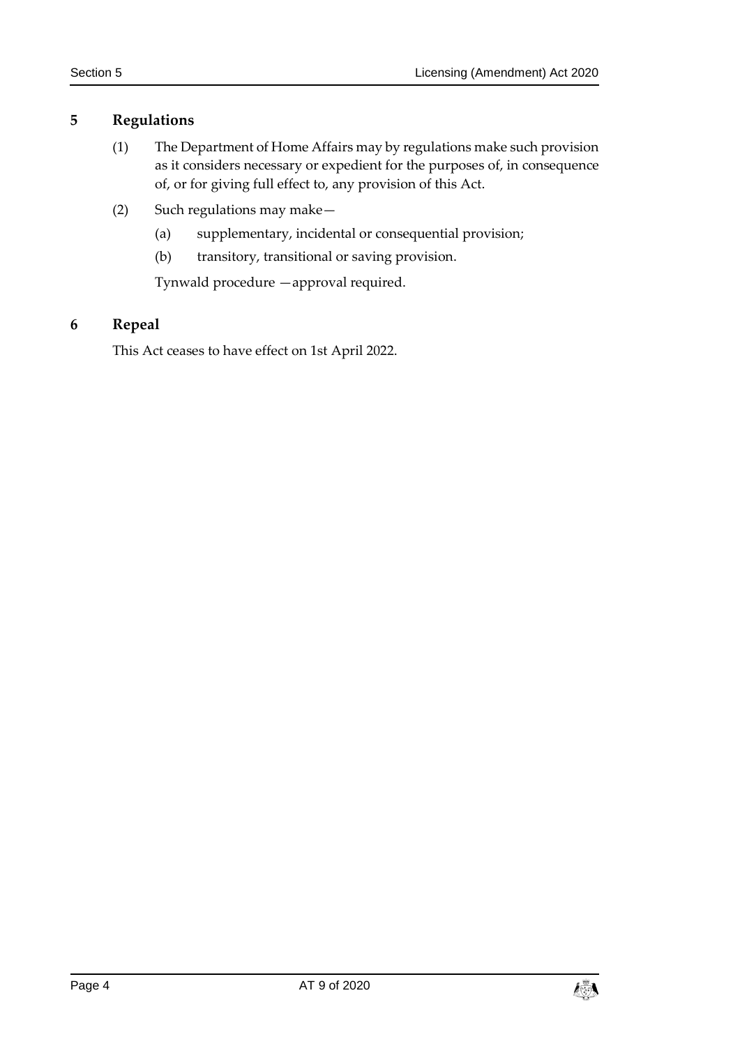## 5 Regulations

(1) The Department of Home Affairs may by regulations make such provision as it considers necessary or expedient for the purposes of, in consequence of, or for giving full effect to, any provision of this Act.

(2) Such regulations may make—

(a) supplementary, incidental or consequential provision;

(b) transitory, transitional or saving provision.

Tynwald procedure —approval required.

## 6 Repeal

This Act ceases to have effect on 1st April 2022.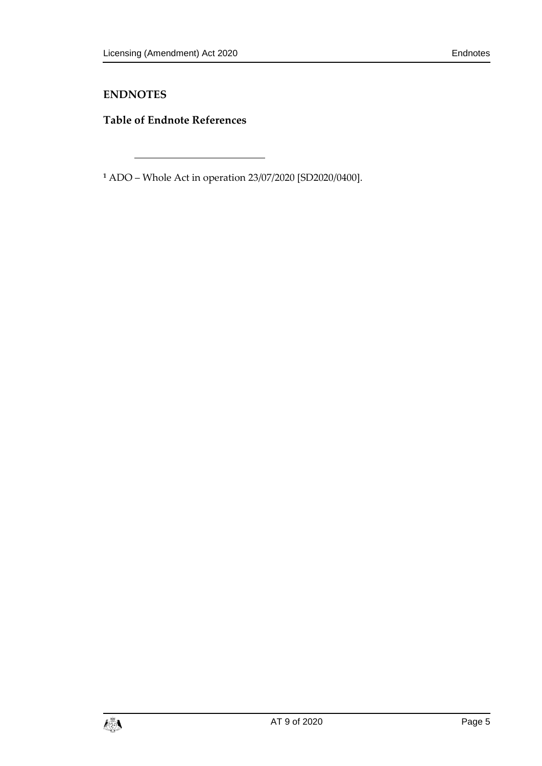## ENDNOTES

### Table of Endnote References

[1] ADO – Whole Act in operation 23/07/2020 [SD2020/0400].